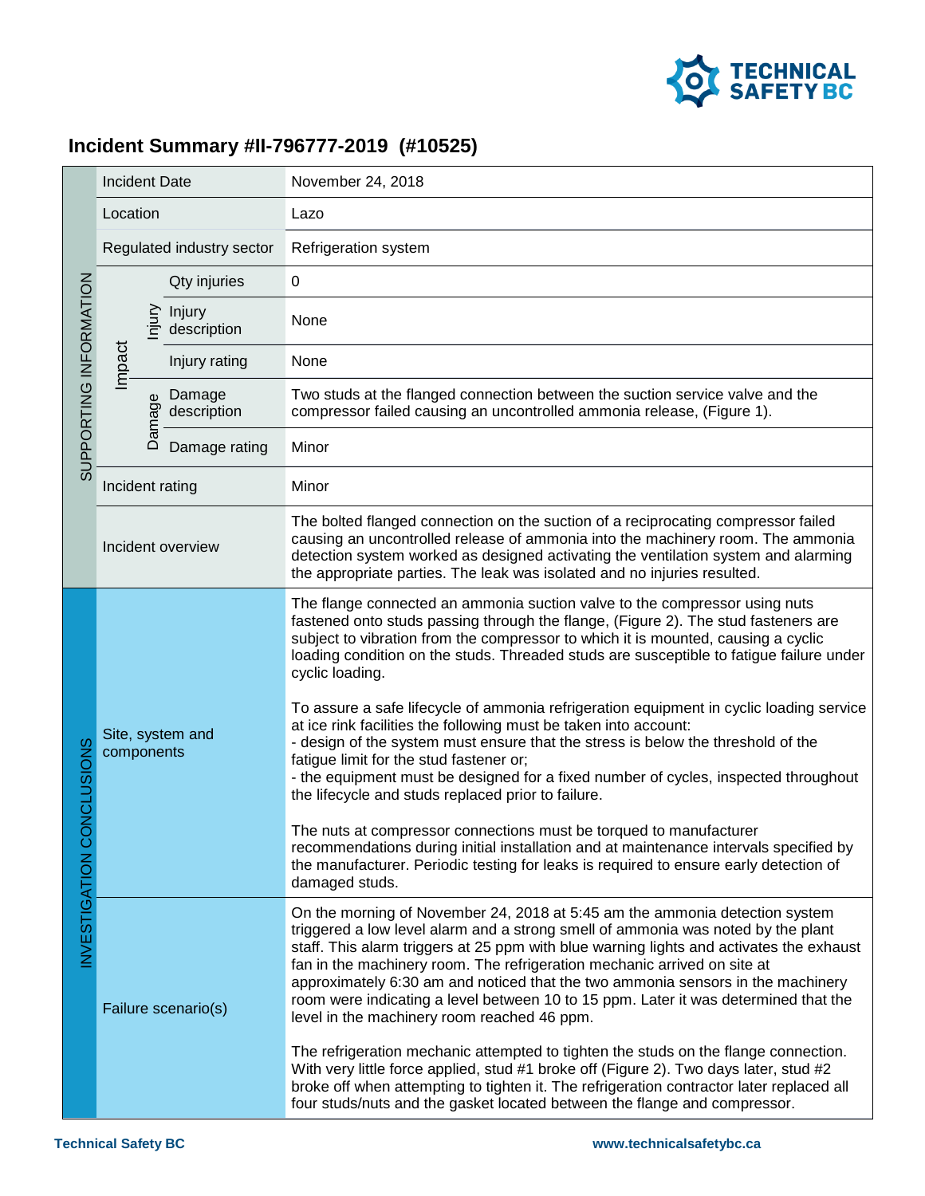# Incident Summary #II-796777-2019 (#10525)

| Section | Field | | Details |
|---|---|---|---|
| SUPPORTING INFORMATION | Incident Date | | November 24, 2018 |
| | Location | | Lazo |
| | Regulated industry sector | | Refrigeration system |
| | Impact – Injury | Qty injuries | 0 |
| | | Injury description | None |
| | | Injury rating | None |
| | Impact – Damage | Damage description | Two studs at the flanged connection between the suction service valve and the compressor failed causing an uncontrolled ammonia release, (Figure 1). |
| | | Damage rating | Minor |
| | Incident rating | | Minor |
| | Incident overview | | The bolted flanged connection on the suction of a reciprocating compressor failed causing an uncontrolled release of ammonia into the machinery room. The ammonia detection system worked as designed activating the ventilation system and alarming the appropriate parties. The leak was isolated and no injuries resulted. |
| INVESTIGATION CONCLUSIONS | Site, system and components | | The flange connected an ammonia suction valve to the compressor using nuts fastened onto studs passing through the flange, (Figure 2). The stud fasteners are subject to vibration from the compressor to which it is mounted, causing a cyclic loading condition on the studs. Threaded studs are susceptible to fatigue failure under cyclic loading.<br><br>To assure a safe lifecycle of ammonia refrigeration equipment in cyclic loading service at ice rink facilities the following must be taken into account:<br>- design of the system must ensure that the stress is below the threshold of the fatigue limit for the stud fastener or;<br>- the equipment must be designed for a fixed number of cycles, inspected throughout the lifecycle and studs replaced prior to failure.<br><br>The nuts at compressor connections must be torqued to manufacturer recommendations during initial installation and at maintenance intervals specified by the manufacturer. Periodic testing for leaks is required to ensure early detection of damaged studs. |
| | Failure scenario(s) | | On the morning of November 24, 2018 at 5:45 am the ammonia detection system triggered a low level alarm and a strong smell of ammonia was noted by the plant staff. This alarm triggers at 25 ppm with blue warning lights and activates the exhaust fan in the machinery room. The refrigeration mechanic arrived on site at approximately 6:30 am and noticed that the two ammonia sensors in the machinery room were indicating a level between 10 to 15 ppm. Later it was determined that the level in the machinery room reached 46 ppm.<br><br>The refrigeration mechanic attempted to tighten the studs on the flange connection. With very little force applied, stud #1 broke off (Figure 2). Two days later, stud #2 broke off when attempting to tighten it. The refrigeration contractor later replaced all four studs/nuts and the gasket located between the flange and compressor. |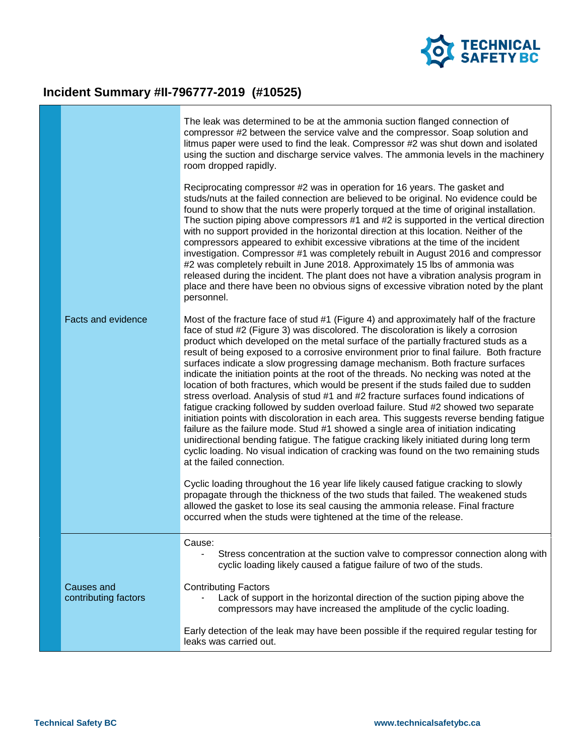# Incident Summary #II-796777-2019 (#10525)

| | |
|---|---|
| Facts and evidence | The leak was determined to be at the ammonia suction flanged connection of compressor #2 between the service valve and the compressor. Soap solution and litmus paper were used to find the leak. Compressor #2 was shut down and isolated using the suction and discharge service valves. The ammonia levels in the machinery room dropped rapidly.<br><br>Reciprocating compressor #2 was in operation for 16 years. The gasket and studs/nuts at the failed connection are believed to be original. No evidence could be found to show that the nuts were properly torqued at the time of original installation. The suction piping above compressors #1 and #2 is supported in the vertical direction with no support provided in the horizontal direction at this location. Neither of the compressors appeared to exhibit excessive vibrations at the time of the incident investigation. Compressor #1 was completely rebuilt in August 2016 and compressor #2 was completely rebuilt in June 2018. Approximately 15 lbs of ammonia was released during the incident. The plant does not have a vibration analysis program in place and there have been no obvious signs of excessive vibration noted by the plant personnel.<br><br>Most of the fracture face of stud #1 (Figure 4) and approximately half of the fracture face of stud #2 (Figure 3) was discolored. The discoloration is likely a corrosion product which developed on the metal surface of the partially fractured studs as a result of being exposed to a corrosive environment prior to final failure. Both fracture surfaces indicate a slow progressing damage mechanism. Both fracture surfaces indicate the initiation points at the root of the threads. No necking was noted at the location of both fractures, which would be present if the studs failed due to sudden stress overload. Analysis of stud #1 and #2 fracture surfaces found indications of fatigue cracking followed by sudden overload failure. Stud #2 showed two separate initiation points with discoloration in each area. This suggests reverse bending fatigue failure as the failure mode. Stud #1 showed a single area of initiation indicating unidirectional bending fatigue. The fatigue cracking likely initiated during long term cyclic loading. No visual indication of cracking was found on the two remaining studs at the failed connection.<br><br>Cyclic loading throughout the 16 year life likely caused fatigue cracking to slowly propagate through the thickness of the two studs that failed. The weakened studs allowed the gasket to lose its seal causing the ammonia release. Final fracture occurred when the studs were tightened at the time of the release. |
| Causes and contributing factors | Cause:<br>- Stress concentration at the suction valve to compressor connection along with cyclic loading likely caused a fatigue failure of two of the studs.<br><br>Contributing Factors<br>- Lack of support in the horizontal direction of the suction piping above the compressors may have increased the amplitude of the cyclic loading.<br><br>Early detection of the leak may have been possible if the required regular testing for leaks was carried out. |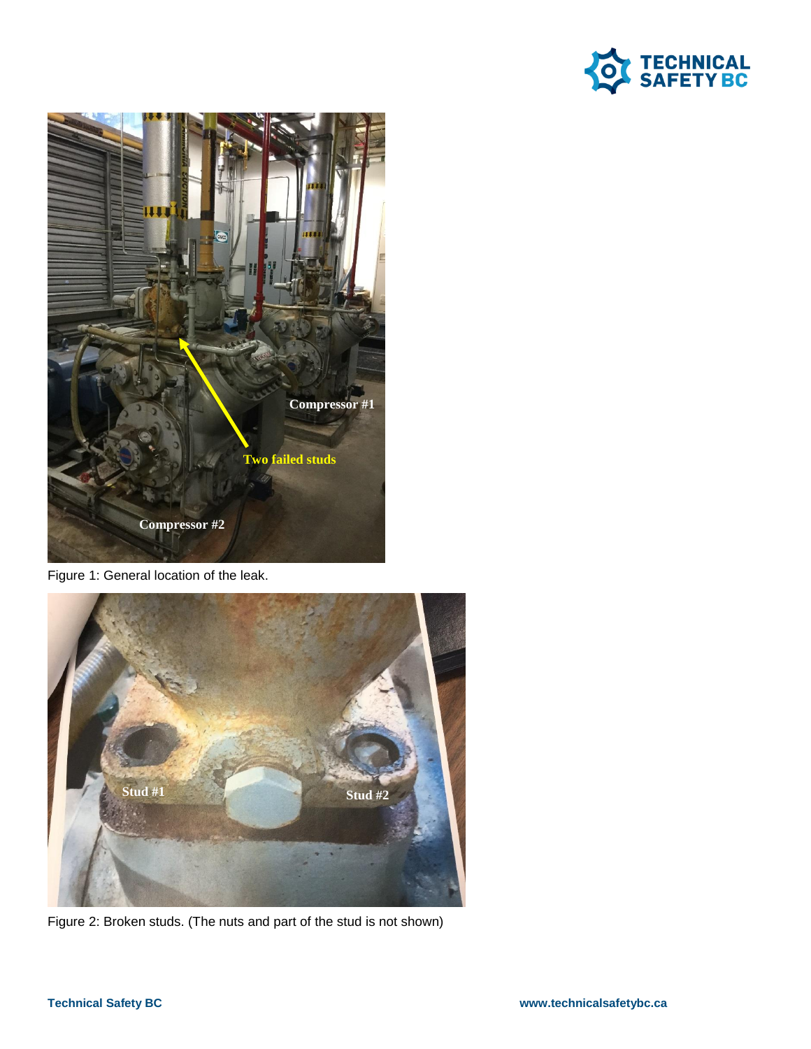Figure 1: General location of the leak.

Figure 2: Broken studs. (The nuts and part of the stud is not shown)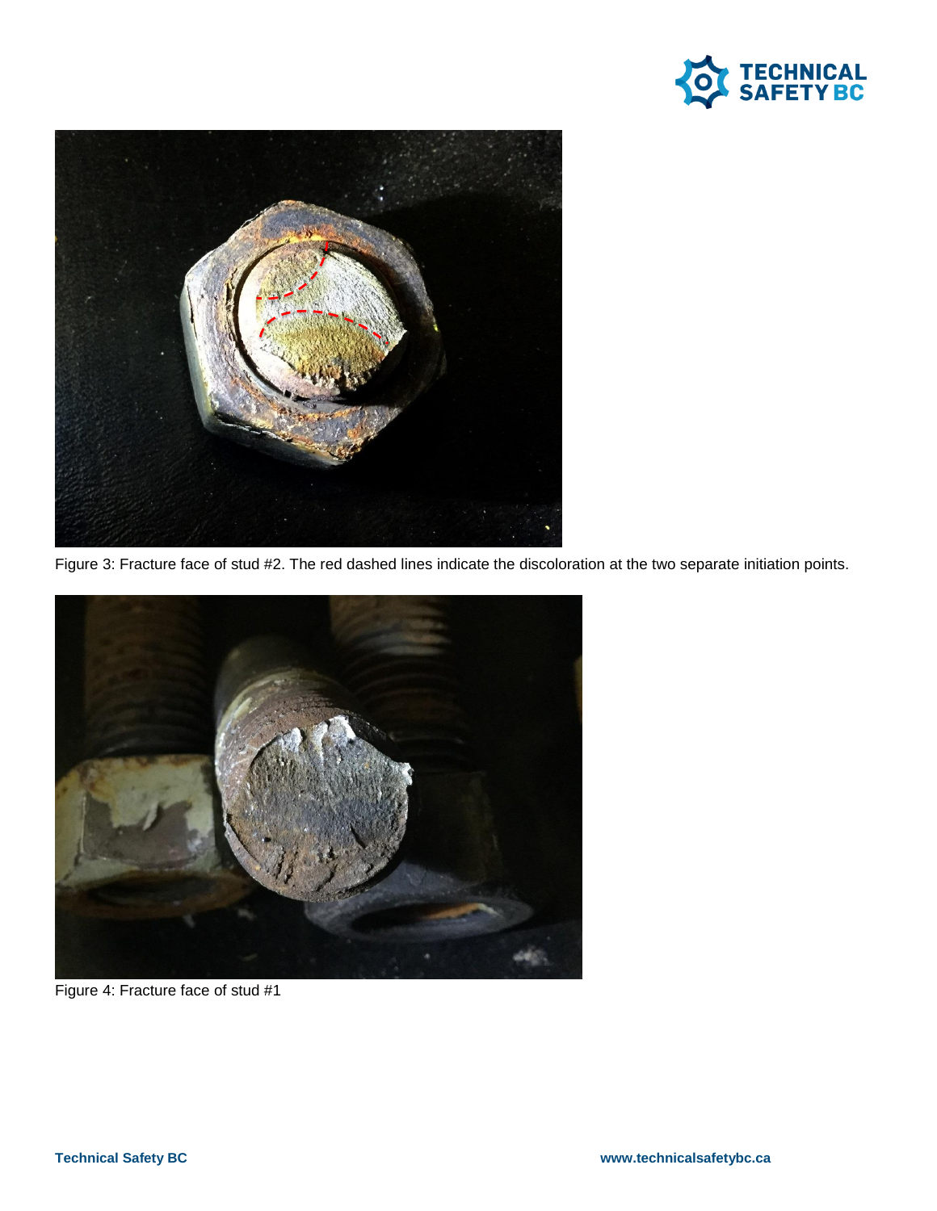Figure 3: Fracture face of stud #2. The red dashed lines indicate the discoloration at the two separate initiation points.

Figure 4: Fracture face of stud #1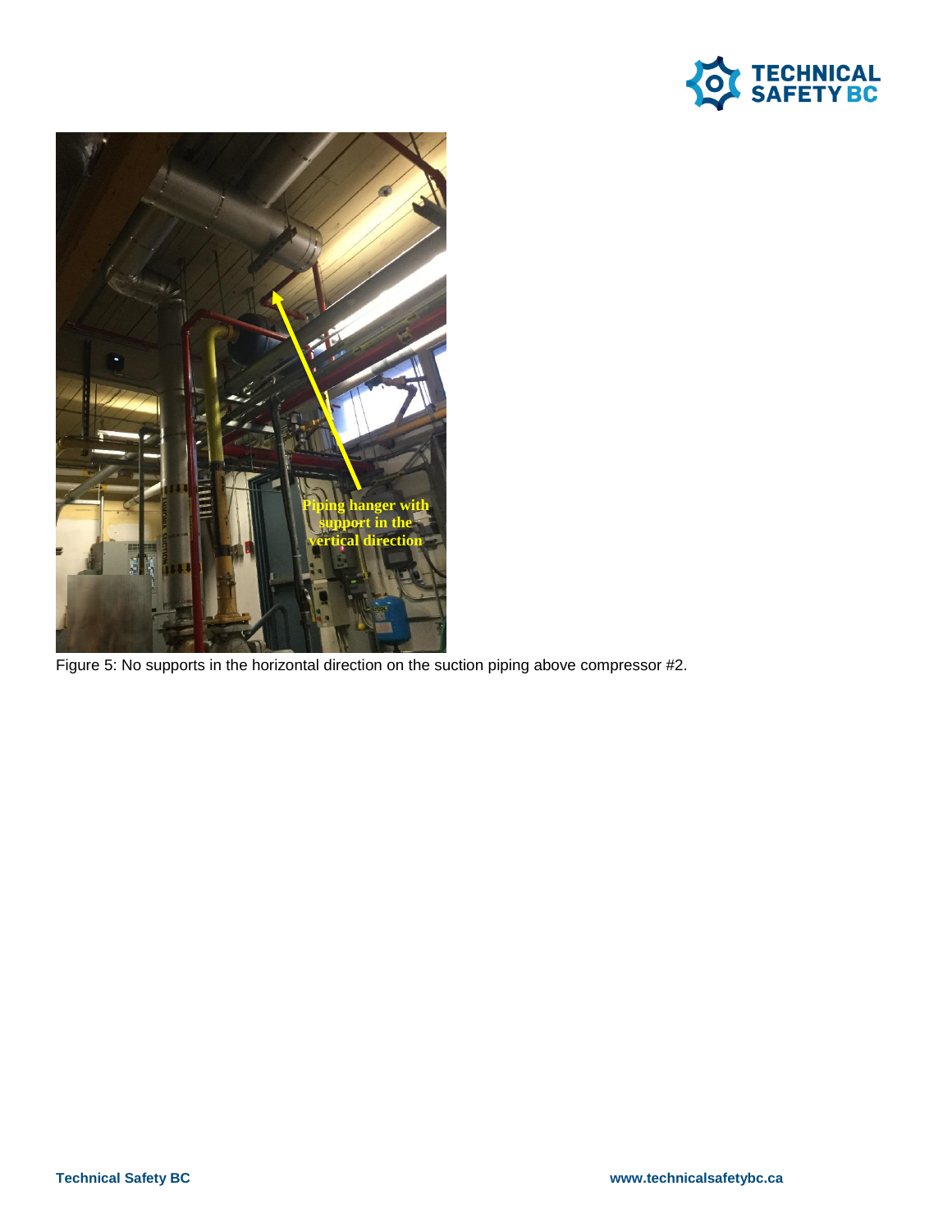Figure 5: No supports in the horizontal direction on the suction piping above compressor #2.